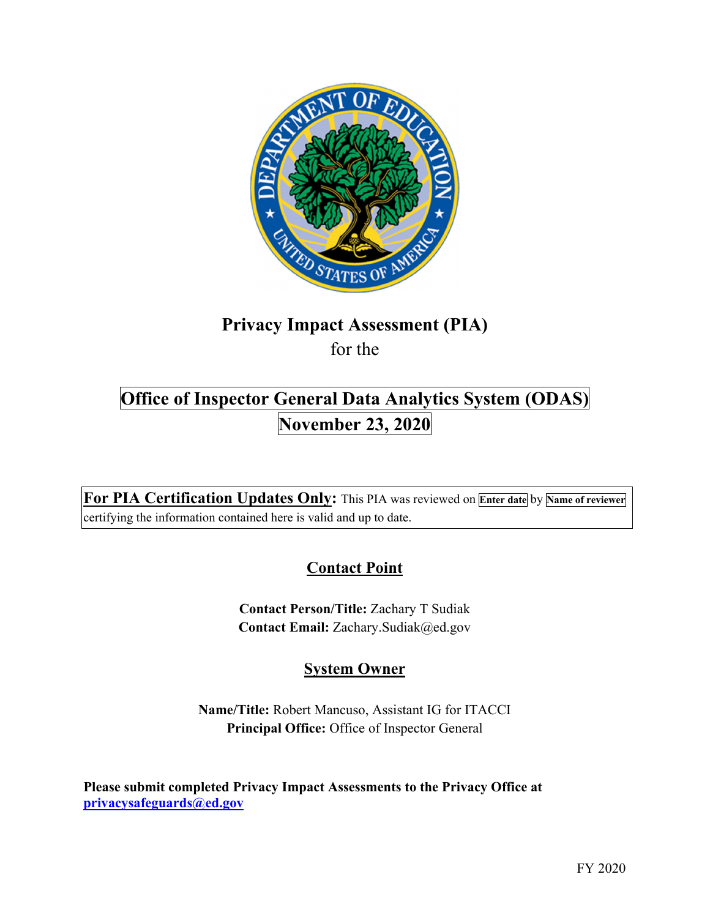# Privacy Impact Assessment (PIA)

for the

# Office of Inspector General Data Analytics System (ODAS)

## November 23, 2020

**For PIA Certification Updates Only:** This PIA was reviewed on **Enter date** by **Name of reviewer** certifying the information contained here is valid and up to date.

## Contact Point

**Contact Person/Title:** Zachary T Sudiak
**Contact Email:** Zachary.Sudiak@ed.gov

## System Owner

**Name/Title:** Robert Mancuso, Assistant IG for ITACCI
**Principal Office:** Office of Inspector General

**Please submit completed Privacy Impact Assessments to the Privacy Office at privacysafeguards@ed.gov**

FY 2020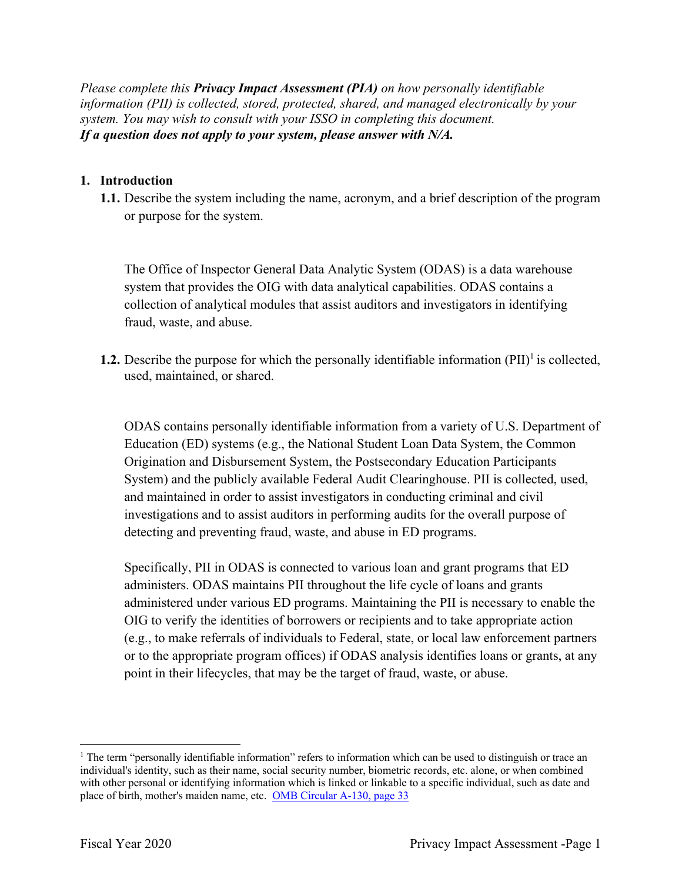*Please complete this **Privacy Impact Assessment (PIA)** on how personally identifiable information (PII) is collected, stored, protected, shared, and managed electronically by your system. You may wish to consult with your ISSO in completing this document.*
***If a question does not apply to your system, please answer with N/A.***

## 1. Introduction

**1.1.** Describe the system including the name, acronym, and a brief description of the program or purpose for the system.

The Office of Inspector General Data Analytic System (ODAS) is a data warehouse system that provides the OIG with data analytical capabilities. ODAS contains a collection of analytical modules that assist auditors and investigators in identifying fraud, waste, and abuse.

**1.2.** Describe the purpose for which the personally identifiable information (PII)[1] is collected, used, maintained, or shared.

ODAS contains personally identifiable information from a variety of U.S. Department of Education (ED) systems (e.g., the National Student Loan Data System, the Common Origination and Disbursement System, the Postsecondary Education Participants System) and the publicly available Federal Audit Clearinghouse. PII is collected, used, and maintained in order to assist investigators in conducting criminal and civil investigations and to assist auditors in performing audits for the overall purpose of detecting and preventing fraud, waste, and abuse in ED programs.

Specifically, PII in ODAS is connected to various loan and grant programs that ED administers. ODAS maintains PII throughout the life cycle of loans and grants administered under various ED programs. Maintaining the PII is necessary to enable the OIG to verify the identities of borrowers or recipients and to take appropriate action (e.g., to make referrals of individuals to Federal, state, or local law enforcement partners or to the appropriate program offices) if ODAS analysis identifies loans or grants, at any point in their lifecycles, that may be the target of fraud, waste, or abuse.

---

[1] The term "personally identifiable information" refers to information which can be used to distinguish or trace an individual's identity, such as their name, social security number, biometric records, etc. alone, or when combined with other personal or identifying information which is linked or linkable to a specific individual, such as date and place of birth, mother's maiden name, etc. [OMB Circular A-130, page 33]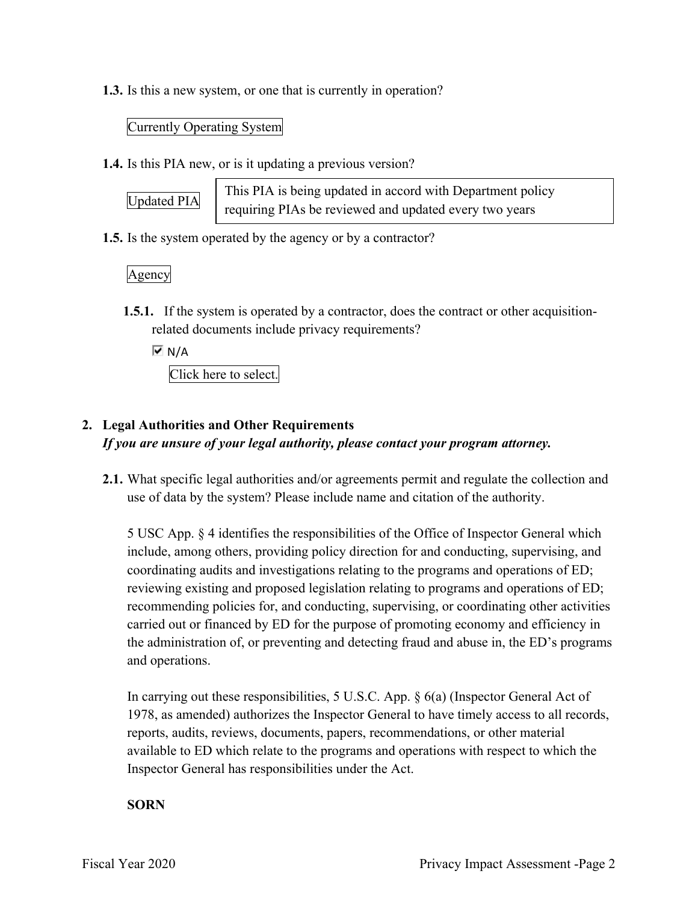**1.3.** Is this a new system, or one that is currently in operation?

Currently Operating System

**1.4.** Is this PIA new, or is it updating a previous version?

Updated PIA

This PIA is being updated in accord with Department policy requiring PIAs be reviewed and updated every two years

**1.5.** Is the system operated by the agency or by a contractor?

Agency

**1.5.1.** If the system is operated by a contractor, does the contract or other acquisition-related documents include privacy requirements?

☑ N/A

Click here to select.

## 2. Legal Authorities and Other Requirements

***If you are unsure of your legal authority, please contact your program attorney.***

**2.1.** What specific legal authorities and/or agreements permit and regulate the collection and use of data by the system? Please include name and citation of the authority.

5 USC App. § 4 identifies the responsibilities of the Office of Inspector General which include, among others, providing policy direction for and conducting, supervising, and coordinating audits and investigations relating to the programs and operations of ED; reviewing existing and proposed legislation relating to programs and operations of ED; recommending policies for, and conducting, supervising, or coordinating other activities carried out or financed by ED for the purpose of promoting economy and efficiency in the administration of, or preventing and detecting fraud and abuse in, the ED's programs and operations.

In carrying out these responsibilities, 5 U.S.C. App. § 6(a) (Inspector General Act of 1978, as amended) authorizes the Inspector General to have timely access to all records, reports, audits, reviews, documents, papers, recommendations, or other material available to ED which relate to the programs and operations with respect to which the Inspector General has responsibilities under the Act.

**SORN**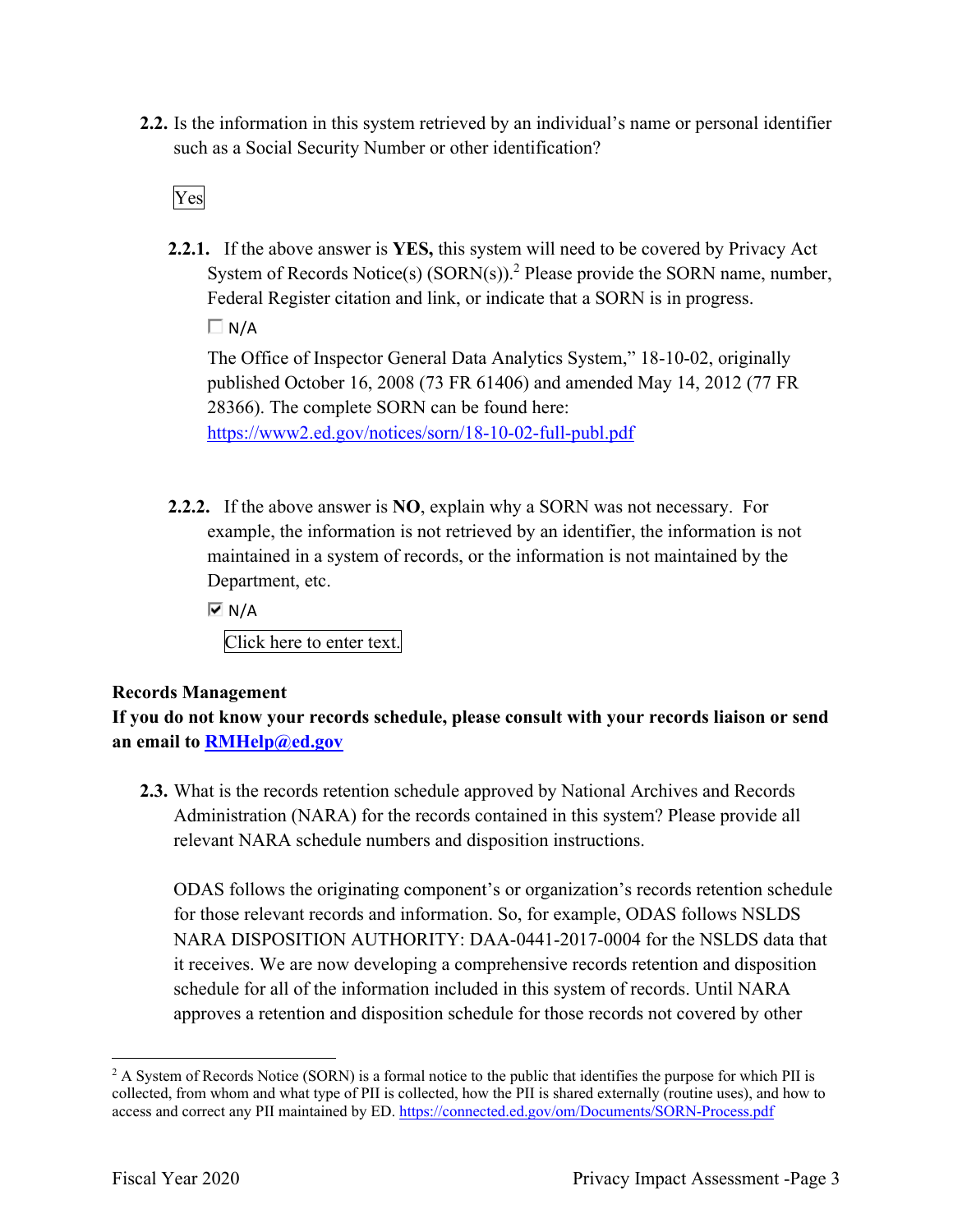**2.2.** Is the information in this system retrieved by an individual's name or personal identifier such as a Social Security Number or other identification?

Yes

**2.2.1.** If the above answer is **YES,** this system will need to be covered by Privacy Act System of Records Notice(s) (SORN(s)).[2] Please provide the SORN name, number, Federal Register citation and link, or indicate that a SORN is in progress.

☐ N/A

The Office of Inspector General Data Analytics System," 18-10-02, originally published October 16, 2008 (73 FR 61406) and amended May 14, 2012 (77 FR 28366). The complete SORN can be found here: https://www2.ed.gov/notices/sorn/18-10-02-full-publ.pdf

**2.2.2.** If the above answer is **NO**, explain why a SORN was not necessary. For example, the information is not retrieved by an identifier, the information is not maintained in a system of records, or the information is not maintained by the Department, etc.

☑ N/A

Click here to enter text.

**Records Management**

**If you do not know your records schedule, please consult with your records liaison or send an email to RMHelp@ed.gov**

**2.3.** What is the records retention schedule approved by National Archives and Records Administration (NARA) for the records contained in this system? Please provide all relevant NARA schedule numbers and disposition instructions.

ODAS follows the originating component's or organization's records retention schedule for those relevant records and information. So, for example, ODAS follows NSLDS NARA DISPOSITION AUTHORITY: DAA-0441-2017-0004 for the NSLDS data that it receives. We are now developing a comprehensive records retention and disposition schedule for all of the information included in this system of records. Until NARA approves a retention and disposition schedule for those records not covered by other

---

[2] A System of Records Notice (SORN) is a formal notice to the public that identifies the purpose for which PII is collected, from whom and what type of PII is collected, how the PII is shared externally (routine uses), and how to access and correct any PII maintained by ED. https://connected.ed.gov/om/Documents/SORN-Process.pdf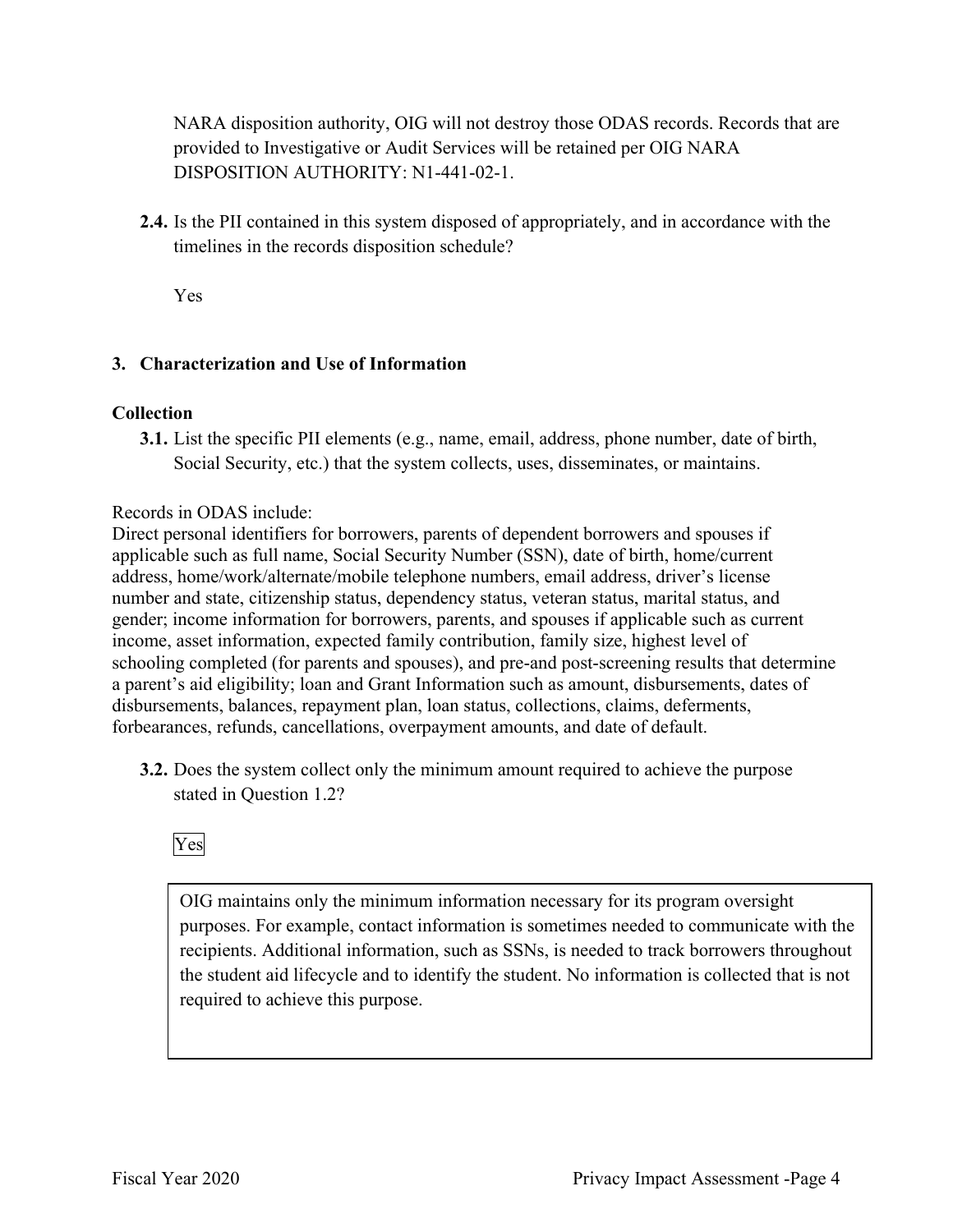NARA disposition authority, OIG will not destroy those ODAS records. Records that are provided to Investigative or Audit Services will be retained per OIG NARA DISPOSITION AUTHORITY: N1-441-02-1.

**2.4.** Is the PII contained in this system disposed of appropriately, and in accordance with the timelines in the records disposition schedule?

Yes

## 3. Characterization and Use of Information

### Collection

**3.1.** List the specific PII elements (e.g., name, email, address, phone number, date of birth, Social Security, etc.) that the system collects, uses, disseminates, or maintains.

Records in ODAS include:
Direct personal identifiers for borrowers, parents of dependent borrowers and spouses if applicable such as full name, Social Security Number (SSN), date of birth, home/current address, home/work/alternate/mobile telephone numbers, email address, driver's license number and state, citizenship status, dependency status, veteran status, marital status, and gender; income information for borrowers, parents, and spouses if applicable such as current income, asset information, expected family contribution, family size, highest level of schooling completed (for parents and spouses), and pre-and post-screening results that determine a parent's aid eligibility; loan and Grant Information such as amount, disbursements, dates of disbursements, balances, repayment plan, loan status, collections, claims, deferments, forbearances, refunds, cancellations, overpayment amounts, and date of default.

**3.2.** Does the system collect only the minimum amount required to achieve the purpose stated in Question 1.2?

Yes

OIG maintains only the minimum information necessary for its program oversight purposes. For example, contact information is sometimes needed to communicate with the recipients. Additional information, such as SSNs, is needed to track borrowers throughout the student aid lifecycle and to identify the student. No information is collected that is not required to achieve this purpose.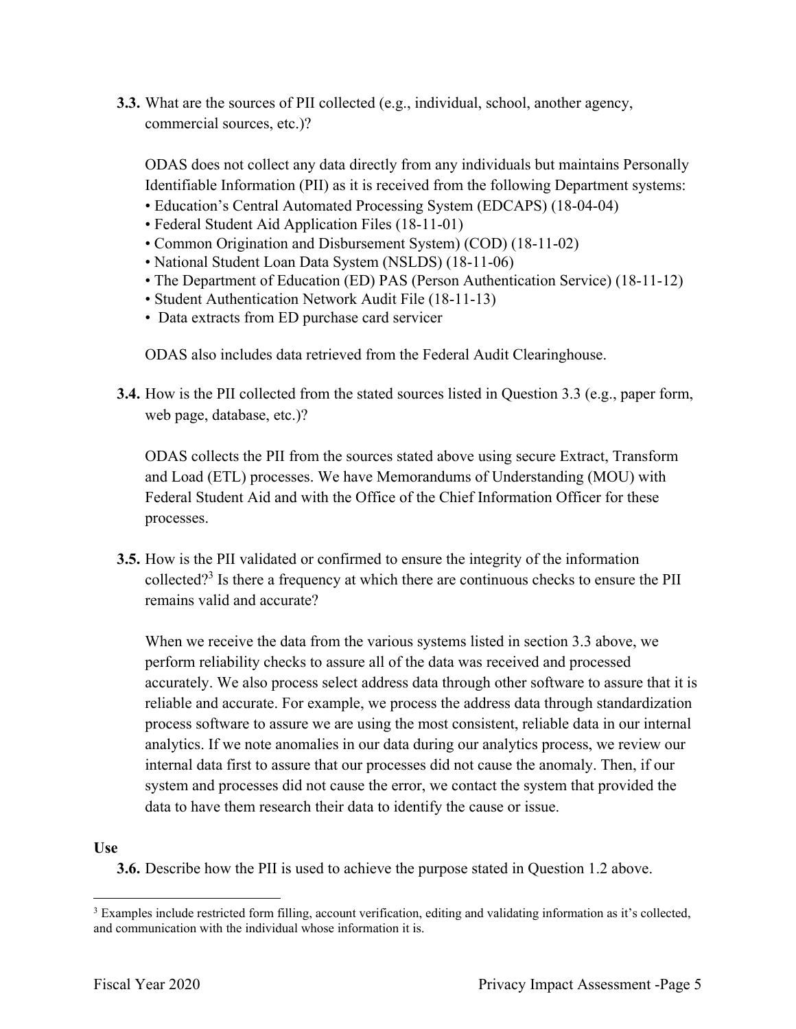**3.3.** What are the sources of PII collected (e.g., individual, school, another agency, commercial sources, etc.)?

ODAS does not collect any data directly from any individuals but maintains Personally Identifiable Information (PII) as it is received from the following Department systems:

- Education's Central Automated Processing System (EDCAPS) (18-04-04)
- Federal Student Aid Application Files (18-11-01)
- Common Origination and Disbursement System) (COD) (18-11-02)
- National Student Loan Data System (NSLDS) (18-11-06)
- The Department of Education (ED) PAS (Person Authentication Service) (18-11-12)
- Student Authentication Network Audit File (18-11-13)
- Data extracts from ED purchase card servicer

ODAS also includes data retrieved from the Federal Audit Clearinghouse.

**3.4.** How is the PII collected from the stated sources listed in Question 3.3 (e.g., paper form, web page, database, etc.)?

ODAS collects the PII from the sources stated above using secure Extract, Transform and Load (ETL) processes. We have Memorandums of Understanding (MOU) with Federal Student Aid and with the Office of the Chief Information Officer for these processes.

**3.5.** How is the PII validated or confirmed to ensure the integrity of the information collected?[3] Is there a frequency at which there are continuous checks to ensure the PII remains valid and accurate?

When we receive the data from the various systems listed in section 3.3 above, we perform reliability checks to assure all of the data was received and processed accurately. We also process select address data through other software to assure that it is reliable and accurate. For example, we process the address data through standardization process software to assure we are using the most consistent, reliable data in our internal analytics. If we note anomalies in our data during our analytics process, we review our internal data first to assure that our processes did not cause the anomaly. Then, if our system and processes did not cause the error, we contact the system that provided the data to have them research their data to identify the cause or issue.

**Use**

**3.6.** Describe how the PII is used to achieve the purpose stated in Question 1.2 above.

[3] Examples include restricted form filling, account verification, editing and validating information as it's collected, and communication with the individual whose information it is.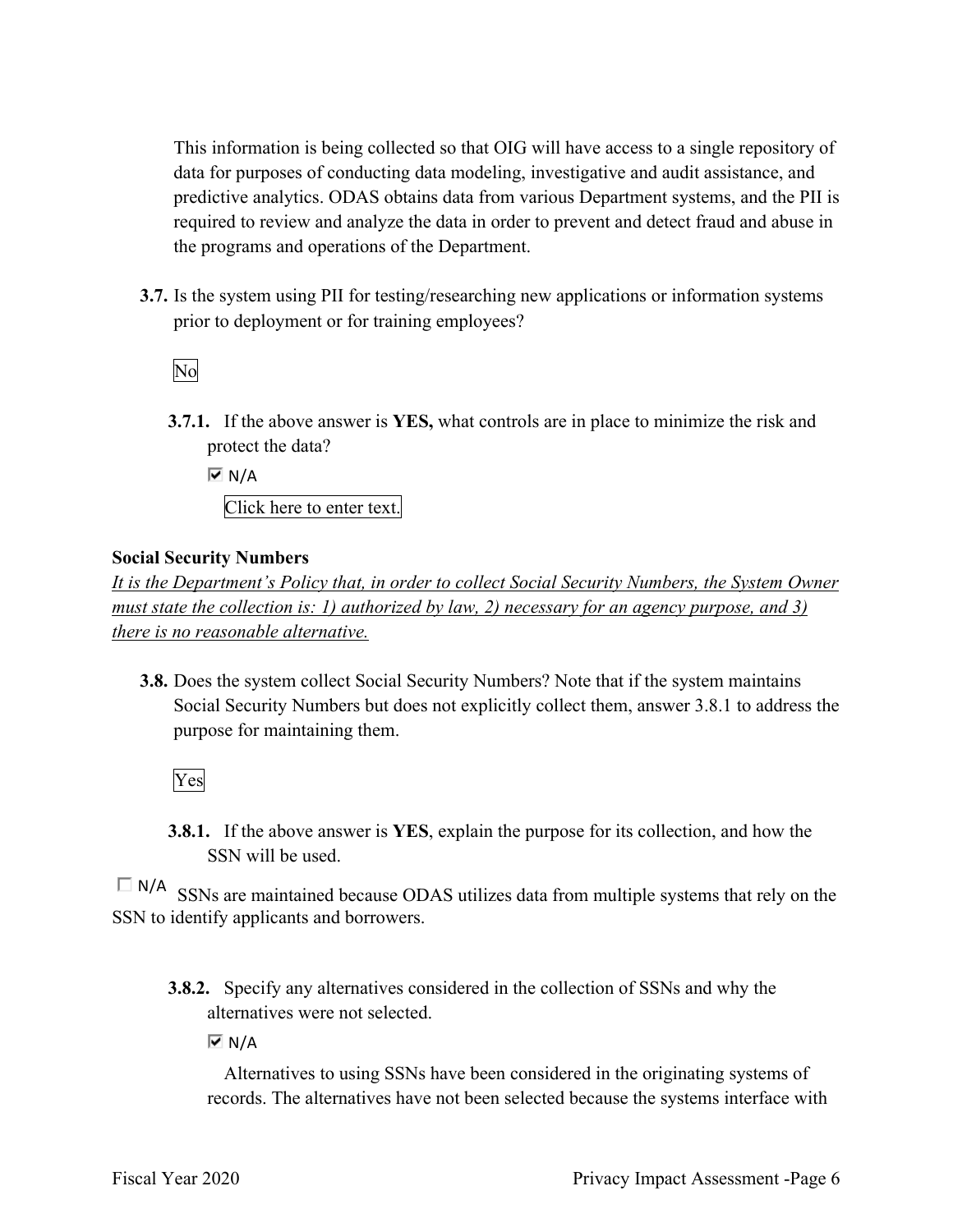This information is being collected so that OIG will have access to a single repository of data for purposes of conducting data modeling, investigative and audit assistance, and predictive analytics. ODAS obtains data from various Department systems, and the PII is required to review and analyze the data in order to prevent and detect fraud and abuse in the programs and operations of the Department.

**3.7.** Is the system using PII for testing/researching new applications or information systems prior to deployment or for training employees?

No

**3.7.1.** If the above answer is **YES,** what controls are in place to minimize the risk and protect the data?

☑ N/A

Click here to enter text.

**Social Security Numbers**

*It is the Department's Policy that, in order to collect Social Security Numbers, the System Owner must state the collection is: 1) authorized by law, 2) necessary for an agency purpose, and 3) there is no reasonable alternative.*

**3.8.** Does the system collect Social Security Numbers? Note that if the system maintains Social Security Numbers but does not explicitly collect them, answer 3.8.1 to address the purpose for maintaining them.

Yes

**3.8.1.** If the above answer is **YES**, explain the purpose for its collection, and how the SSN will be used.

☐ N/A SSNs are maintained because ODAS utilizes data from multiple systems that rely on the SSN to identify applicants and borrowers.

**3.8.2.** Specify any alternatives considered in the collection of SSNs and why the alternatives were not selected.

☑ N/A

Alternatives to using SSNs have been considered in the originating systems of records. The alternatives have not been selected because the systems interface with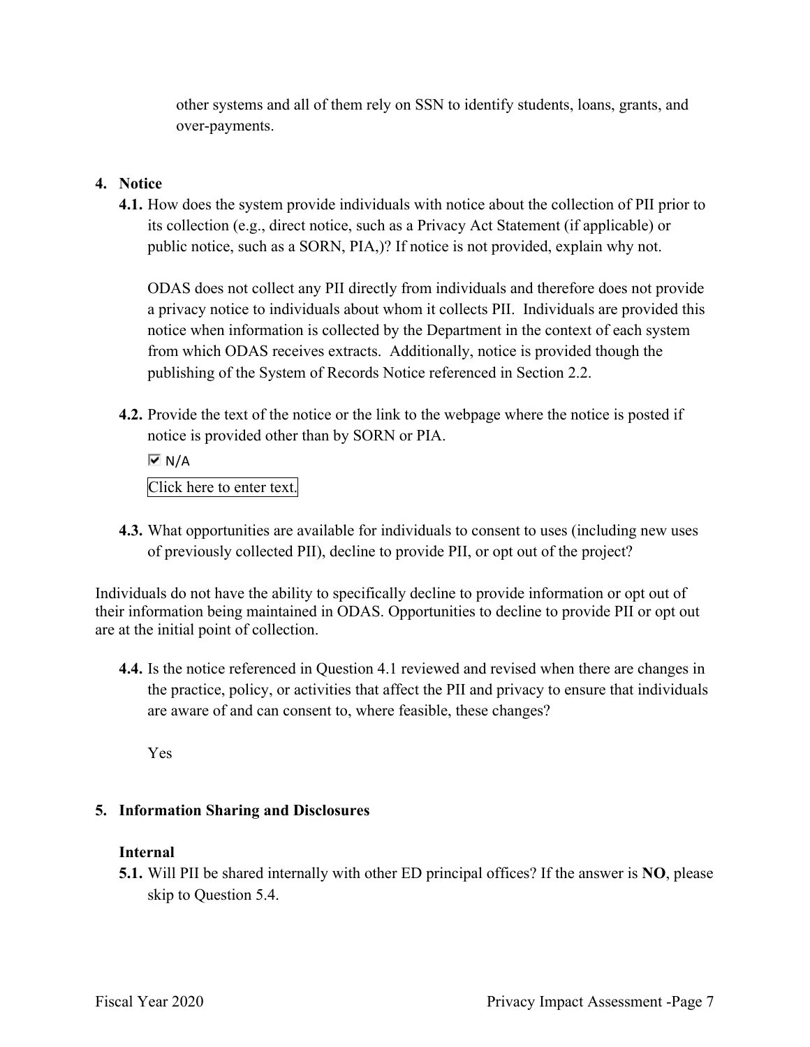other systems and all of them rely on SSN to identify students, loans, grants, and over-payments.

4. **Notice**

**4.1.** How does the system provide individuals with notice about the collection of PII prior to its collection (e.g., direct notice, such as a Privacy Act Statement (if applicable) or public notice, such as a SORN, PIA,)? If notice is not provided, explain why not.

ODAS does not collect any PII directly from individuals and therefore does not provide a privacy notice to individuals about whom it collects PII. Individuals are provided this notice when information is collected by the Department in the context of each system from which ODAS receives extracts. Additionally, notice is provided though the publishing of the System of Records Notice referenced in Section 2.2.

**4.2.** Provide the text of the notice or the link to the webpage where the notice is posted if notice is provided other than by SORN or PIA.

☑ N/A

Click here to enter text.

**4.3.** What opportunities are available for individuals to consent to uses (including new uses of previously collected PII), decline to provide PII, or opt out of the project?

Individuals do not have the ability to specifically decline to provide information or opt out of their information being maintained in ODAS. Opportunities to decline to provide PII or opt out are at the initial point of collection.

**4.4.** Is the notice referenced in Question 4.1 reviewed and revised when there are changes in the practice, policy, or activities that affect the PII and privacy to ensure that individuals are aware of and can consent to, where feasible, these changes?

Yes

5. **Information Sharing and Disclosures**

**Internal**

**5.1.** Will PII be shared internally with other ED principal offices? If the answer is **NO**, please skip to Question 5.4.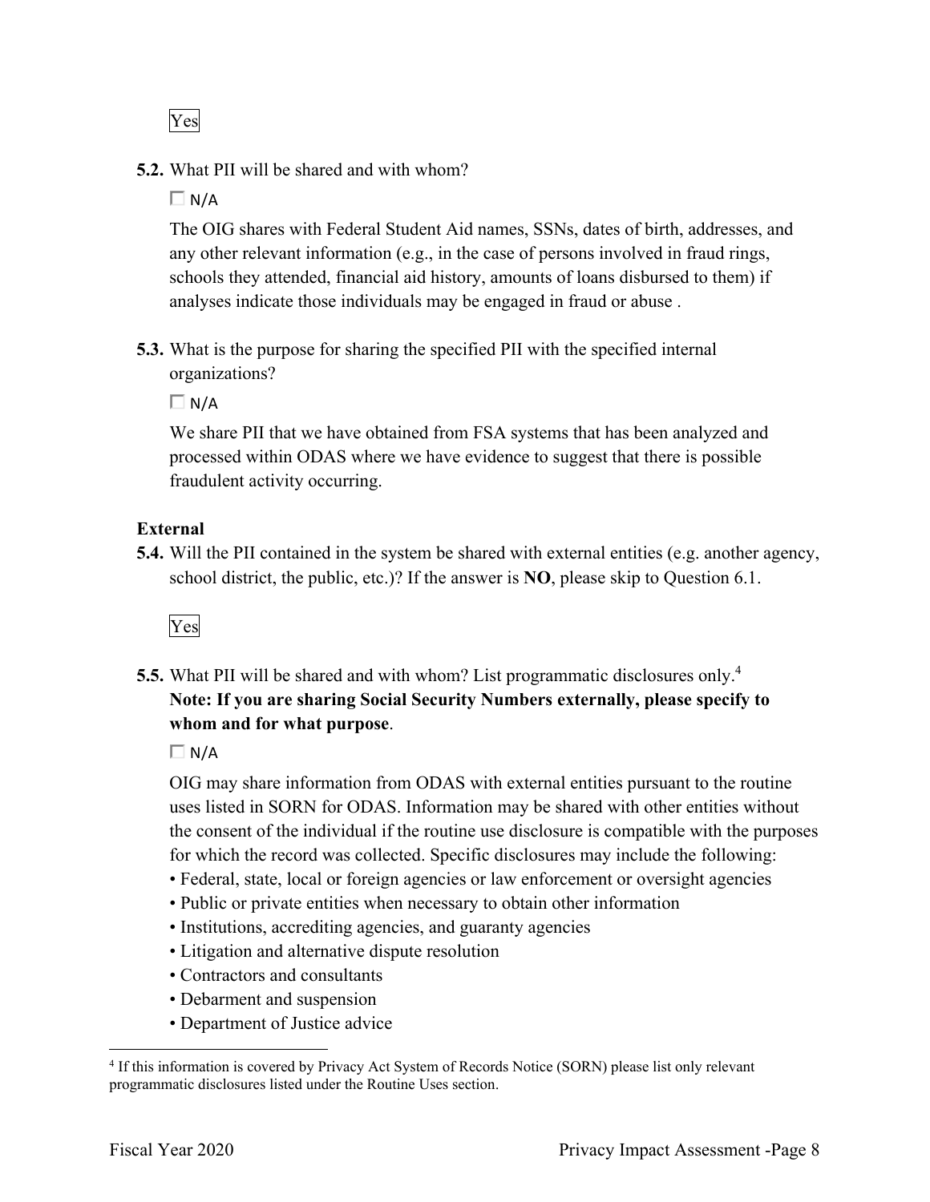Yes

**5.2.** What PII will be shared and with whom?

☐ N/A

The OIG shares with Federal Student Aid names, SSNs, dates of birth, addresses, and any other relevant information (e.g., in the case of persons involved in fraud rings, schools they attended, financial aid history, amounts of loans disbursed to them) if analyses indicate those individuals may be engaged in fraud or abuse .

**5.3.** What is the purpose for sharing the specified PII with the specified internal organizations?

☐ N/A

We share PII that we have obtained from FSA systems that has been analyzed and processed within ODAS where we have evidence to suggest that there is possible fraudulent activity occurring.

**External**

**5.4.** Will the PII contained in the system be shared with external entities (e.g. another agency, school district, the public, etc.)? If the answer is **NO**, please skip to Question 6.1.

Yes

**5.5.** What PII will be shared and with whom? List programmatic disclosures only.[4]
**Note: If you are sharing Social Security Numbers externally, please specify to whom and for what purpose**.

☐ N/A

OIG may share information from ODAS with external entities pursuant to the routine uses listed in SORN for ODAS. Information may be shared with other entities without the consent of the individual if the routine use disclosure is compatible with the purposes for which the record was collected. Specific disclosures may include the following:

- Federal, state, local or foreign agencies or law enforcement or oversight agencies
- Public or private entities when necessary to obtain other information
- Institutions, accrediting agencies, and guaranty agencies
- Litigation and alternative dispute resolution
- Contractors and consultants
- Debarment and suspension
- Department of Justice advice

[4] If this information is covered by Privacy Act System of Records Notice (SORN) please list only relevant programmatic disclosures listed under the Routine Uses section.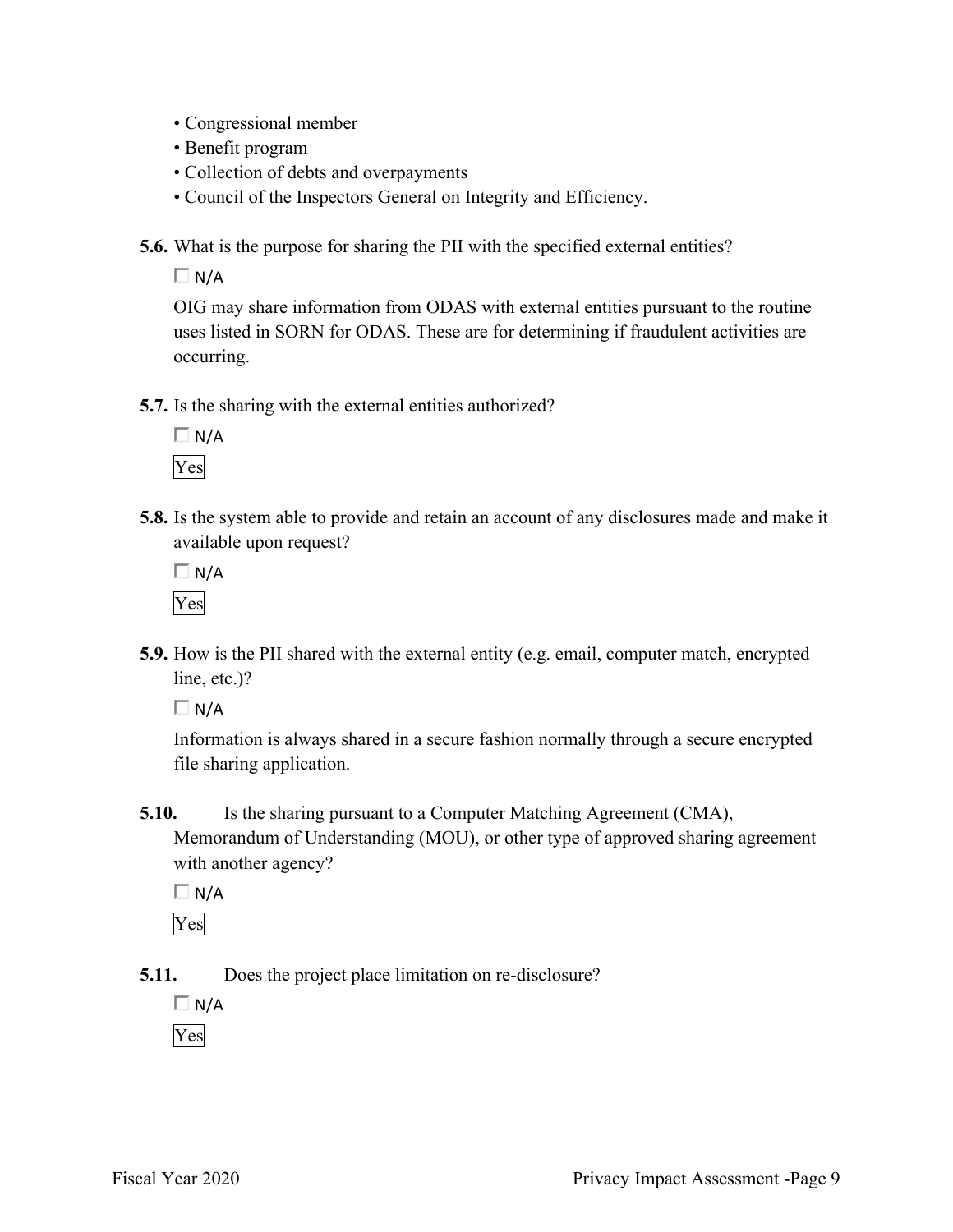- Congressional member
- Benefit program
- Collection of debts and overpayments
- Council of the Inspectors General on Integrity and Efficiency.

**5.6.** What is the purpose for sharing the PII with the specified external entities?

☐ N/A

OIG may share information from ODAS with external entities pursuant to the routine uses listed in SORN for ODAS. These are for determining if fraudulent activities are occurring.

**5.7.** Is the sharing with the external entities authorized?

☐ N/A

Yes

**5.8.** Is the system able to provide and retain an account of any disclosures made and make it available upon request?

☐ N/A

Yes

**5.9.** How is the PII shared with the external entity (e.g. email, computer match, encrypted line, etc.)?

☐ N/A

Information is always shared in a secure fashion normally through a secure encrypted file sharing application.

**5.10.** Is the sharing pursuant to a Computer Matching Agreement (CMA), Memorandum of Understanding (MOU), or other type of approved sharing agreement with another agency?

☐ N/A

Yes

**5.11.** Does the project place limitation on re-disclosure?

☐ N/A

Yes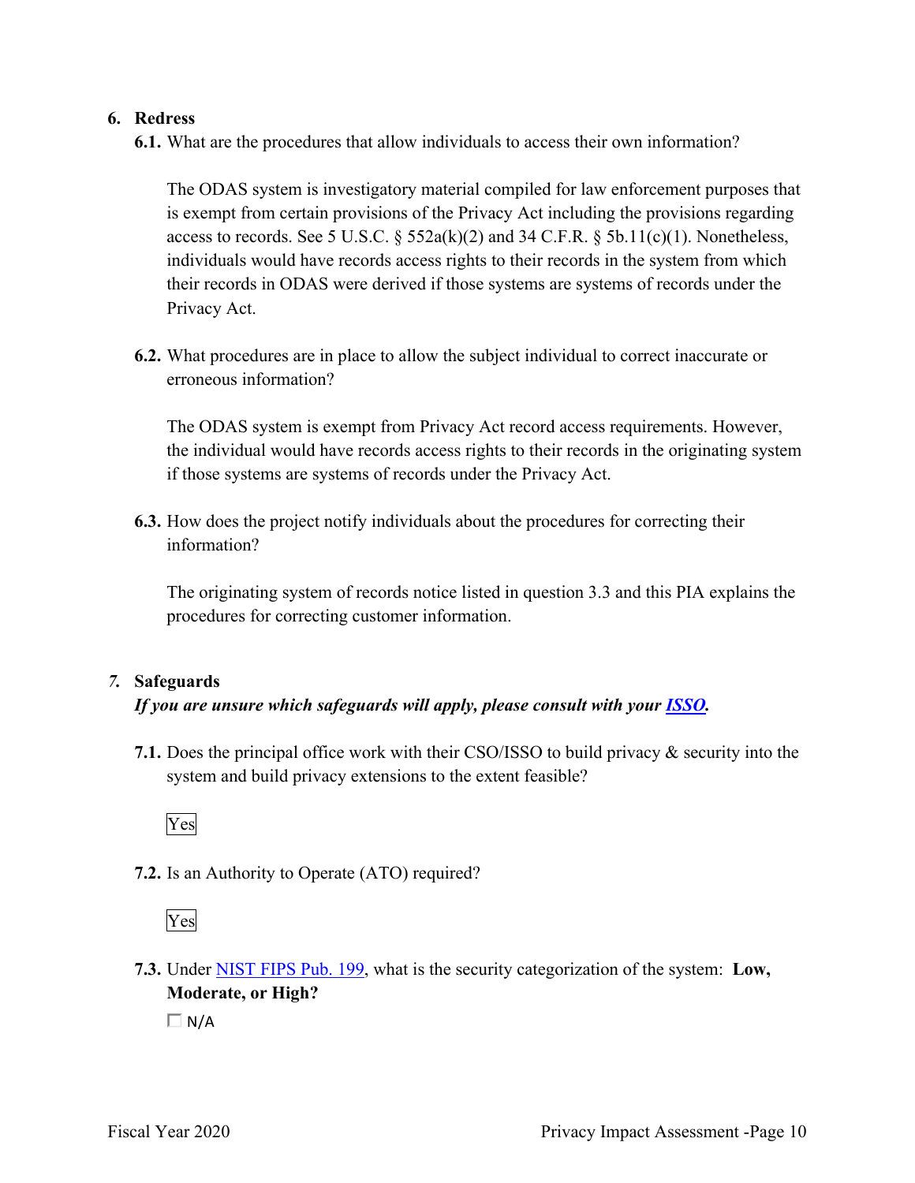## 6. Redress

**6.1.** What are the procedures that allow individuals to access their own information?

The ODAS system is investigatory material compiled for law enforcement purposes that is exempt from certain provisions of the Privacy Act including the provisions regarding access to records. See 5 U.S.C. § 552a(k)(2) and 34 C.F.R. § 5b.11(c)(1). Nonetheless, individuals would have records access rights to their records in the system from which their records in ODAS were derived if those systems are systems of records under the Privacy Act.

**6.2.** What procedures are in place to allow the subject individual to correct inaccurate or erroneous information?

The ODAS system is exempt from Privacy Act record access requirements. However, the individual would have records access rights to their records in the originating system if those systems are systems of records under the Privacy Act.

**6.3.** How does the project notify individuals about the procedures for correcting their information?

The originating system of records notice listed in question 3.3 and this PIA explains the procedures for correcting customer information.

## *7.* Safeguards

***If you are unsure which safeguards will apply, please consult with your ISSO.***

**7.1.** Does the principal office work with their CSO/ISSO to build privacy & security into the system and build privacy extensions to the extent feasible?

Yes

**7.2.** Is an Authority to Operate (ATO) required?

Yes

**7.3.** Under NIST FIPS Pub. 199, what is the security categorization of the system: **Low, Moderate, or High?**

☐ N/A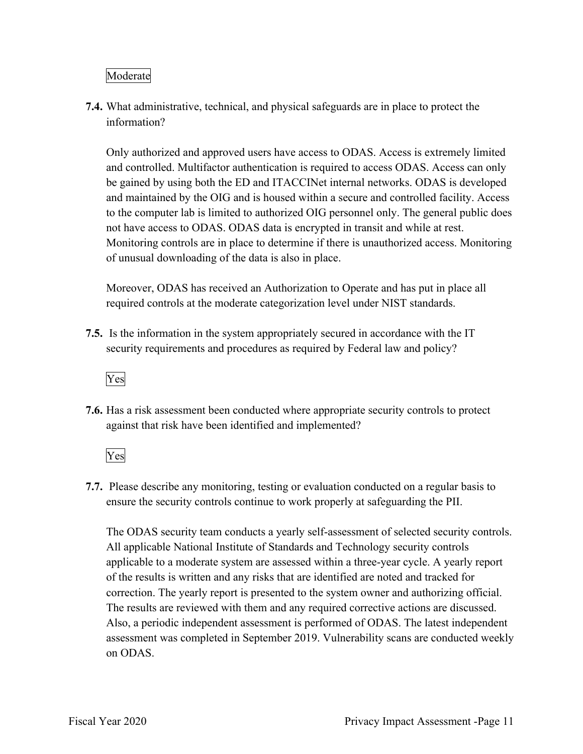Moderate

**7.4.** What administrative, technical, and physical safeguards are in place to protect the information?

Only authorized and approved users have access to ODAS. Access is extremely limited and controlled. Multifactor authentication is required to access ODAS. Access can only be gained by using both the ED and ITACCINet internal networks. ODAS is developed and maintained by the OIG and is housed within a secure and controlled facility. Access to the computer lab is limited to authorized OIG personnel only. The general public does not have access to ODAS. ODAS data is encrypted in transit and while at rest. Monitoring controls are in place to determine if there is unauthorized access. Monitoring of unusual downloading of the data is also in place.

Moreover, ODAS has received an Authorization to Operate and has put in place all required controls at the moderate categorization level under NIST standards.

**7.5.** Is the information in the system appropriately secured in accordance with the IT security requirements and procedures as required by Federal law and policy?

Yes

**7.6.** Has a risk assessment been conducted where appropriate security controls to protect against that risk have been identified and implemented?

Yes

**7.7.** Please describe any monitoring, testing or evaluation conducted on a regular basis to ensure the security controls continue to work properly at safeguarding the PII.

The ODAS security team conducts a yearly self-assessment of selected security controls. All applicable National Institute of Standards and Technology security controls applicable to a moderate system are assessed within a three-year cycle. A yearly report of the results is written and any risks that are identified are noted and tracked for correction. The yearly report is presented to the system owner and authorizing official. The results are reviewed with them and any required corrective actions are discussed. Also, a periodic independent assessment is performed of ODAS. The latest independent assessment was completed in September 2019. Vulnerability scans are conducted weekly on ODAS.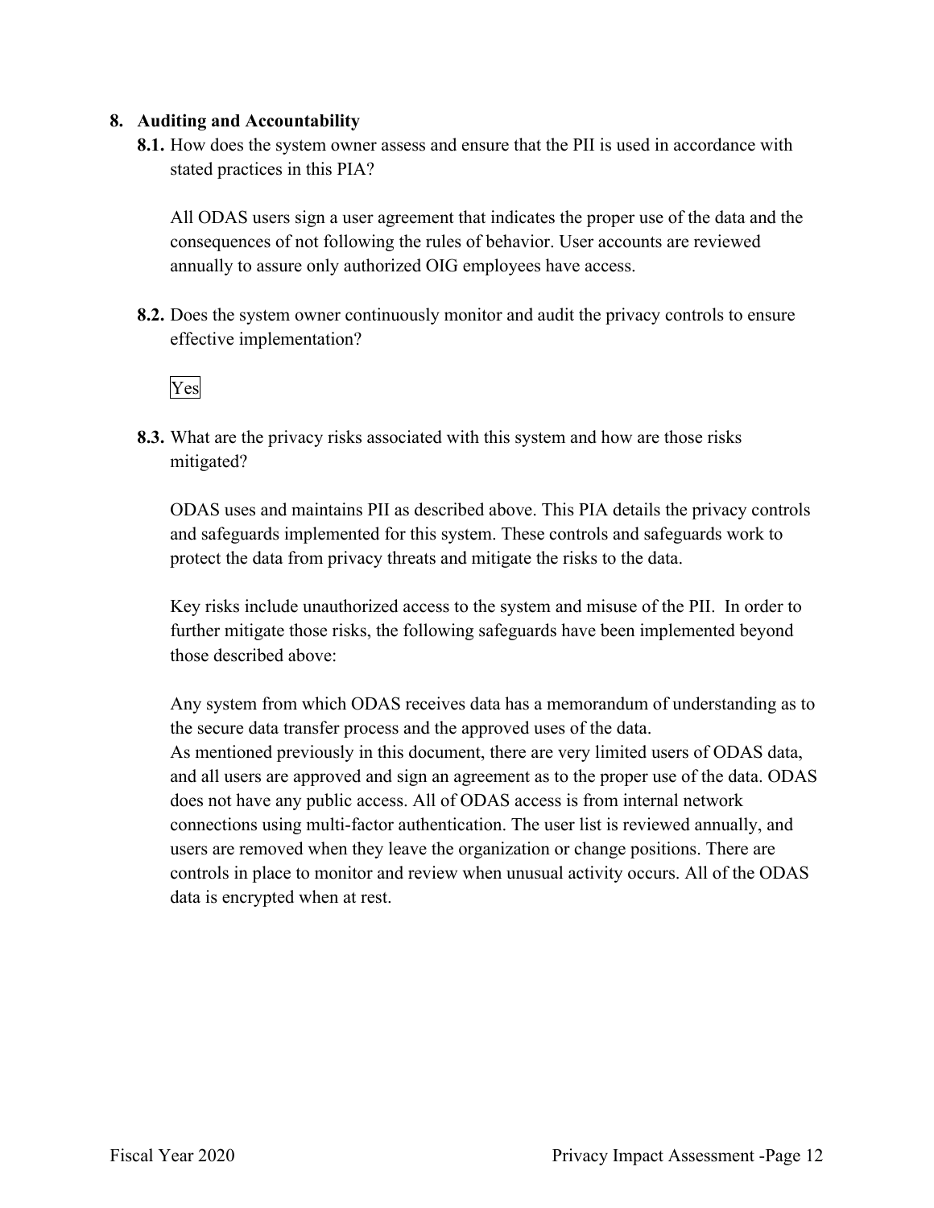## 8. Auditing and Accountability

**8.1.** How does the system owner assess and ensure that the PII is used in accordance with stated practices in this PIA?

All ODAS users sign a user agreement that indicates the proper use of the data and the consequences of not following the rules of behavior. User accounts are reviewed annually to assure only authorized OIG employees have access.

**8.2.** Does the system owner continuously monitor and audit the privacy controls to ensure effective implementation?

Yes

**8.3.** What are the privacy risks associated with this system and how are those risks mitigated?

ODAS uses and maintains PII as described above. This PIA details the privacy controls and safeguards implemented for this system. These controls and safeguards work to protect the data from privacy threats and mitigate the risks to the data.

Key risks include unauthorized access to the system and misuse of the PII. In order to further mitigate those risks, the following safeguards have been implemented beyond those described above:

Any system from which ODAS receives data has a memorandum of understanding as to the secure data transfer process and the approved uses of the data.
As mentioned previously in this document, there are very limited users of ODAS data, and all users are approved and sign an agreement as to the proper use of the data. ODAS does not have any public access. All of ODAS access is from internal network connections using multi-factor authentication. The user list is reviewed annually, and users are removed when they leave the organization or change positions. There are controls in place to monitor and review when unusual activity occurs. All of the ODAS data is encrypted when at rest.